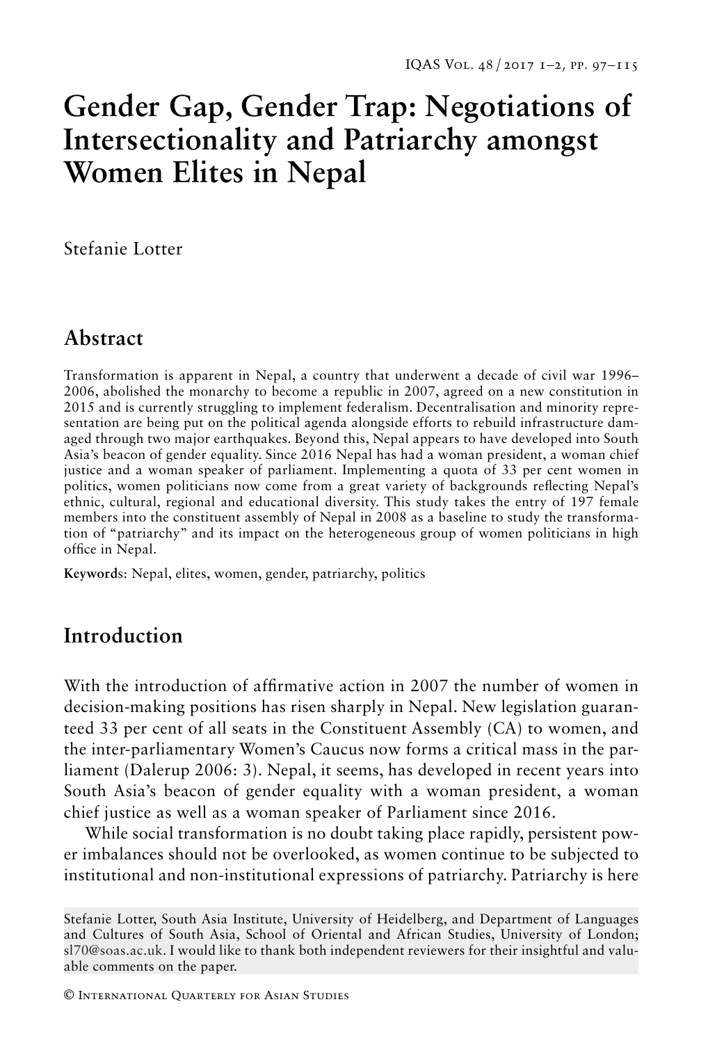# Gender Gap, Gender Trap: Negotiations of Intersectionality and Patriarchy amongst Women Elites in Nepal

Stefanie Lotter

## Abstract

Transformation is apparent in Nepal, a country that underwent a decade of civil war 1996–2006, abolished the monarchy to become a republic in 2007, agreed on a new constitution in 2015 and is currently struggling to implement federalism. Decentralisation and minority representation are being put on the political agenda alongside efforts to rebuild infrastructure damaged through two major earthquakes. Beyond this, Nepal appears to have developed into South Asia's beacon of gender equality. Since 2016 Nepal has had a woman president, a woman chief justice and a woman speaker of parliament. Implementing a quota of 33 per cent women in politics, women politicians now come from a great variety of backgrounds reflecting Nepal's ethnic, cultural, regional and educational diversity. This study takes the entry of 197 female members into the constituent assembly of Nepal in 2008 as a baseline to study the transformation of "patriarchy" and its impact on the heterogeneous group of women politicians in high office in Nepal.

**Keywords**: Nepal, elites, women, gender, patriarchy, politics

## Introduction

With the introduction of affirmative action in 2007 the number of women in decision-making positions has risen sharply in Nepal. New legislation guaranteed 33 per cent of all seats in the Constituent Assembly (CA) to women, and the inter-parliamentary Women's Caucus now forms a critical mass in the parliament (Dalerup 2006: 3). Nepal, it seems, has developed in recent years into South Asia's beacon of gender equality with a woman president, a woman chief justice as well as a woman speaker of Parliament since 2016.

While social transformation is no doubt taking place rapidly, persistent power imbalances should not be overlooked, as women continue to be subjected to institutional and non-institutional expressions of patriarchy. Patriarchy is here

Stefanie Lotter, South Asia Institute, University of Heidelberg, and Department of Languages and Cultures of South Asia, School of Oriental and African Studies, University of London; sl70@soas.ac.uk. I would like to thank both independent reviewers for their insightful and valuable comments on the paper.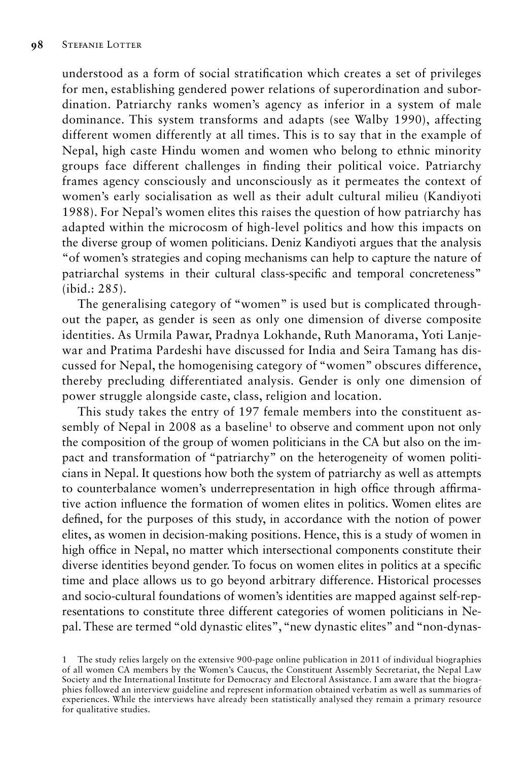understood as a form of social stratification which creates a set of privileges for men, establishing gendered power relations of superordination and subordination. Patriarchy ranks women's agency as inferior in a system of male dominance. This system transforms and adapts (see Walby 1990), affecting different women differently at all times. This is to say that in the example of Nepal, high caste Hindu women and women who belong to ethnic minority groups face different challenges in finding their political voice. Patriarchy frames agency consciously and unconsciously as it permeates the context of women's early socialisation as well as their adult cultural milieu (Kandiyoti 1988). For Nepal's women elites this raises the question of how patriarchy has adapted within the microcosm of high-level politics and how this impacts on the diverse group of women politicians. Deniz Kandiyoti argues that the analysis "of women's strategies and coping mechanisms can help to capture the nature of patriarchal systems in their cultural class-specific and temporal concreteness" (ibid.: 285).

The generalising category of "women" is used but is complicated throughout the paper, as gender is seen as only one dimension of diverse composite identities. As Urmila Pawar, Pradnya Lokhande, Ruth Manorama, Yoti Lanjewar and Pratima Pardeshi have discussed for India and Seira Tamang has discussed for Nepal, the homogenising category of "women" obscures difference, thereby precluding differentiated analysis. Gender is only one dimension of power struggle alongside caste, class, religion and location.

This study takes the entry of 197 female members into the constituent assembly of Nepal in 2008 as a baseline[1] to observe and comment upon not only the composition of the group of women politicians in the CA but also on the impact and transformation of "patriarchy" on the heterogeneity of women politicians in Nepal. It questions how both the system of patriarchy as well as attempts to counterbalance women's underrepresentation in high office through affirmative action influence the formation of women elites in politics. Women elites are defined, for the purposes of this study, in accordance with the notion of power elites, as women in decision-making positions. Hence, this is a study of women in high office in Nepal, no matter which intersectional components constitute their diverse identities beyond gender. To focus on women elites in politics at a specific time and place allows us to go beyond arbitrary difference. Historical processes and socio-cultural foundations of women's identities are mapped against self-representations to constitute three different categories of women politicians in Nepal. These are termed "old dynastic elites", "new dynastic elites" and "non-dynas-

1 The study relies largely on the extensive 900-page online publication in 2011 of individual biographies of all women CA members by the Women's Caucus, the Constituent Assembly Secretariat, the Nepal Law Society and the International Institute for Democracy and Electoral Assistance. I am aware that the biographies followed an interview guideline and represent information obtained verbatim as well as summaries of experiences. While the interviews have already been statistically analysed they remain a primary resource for qualitative studies.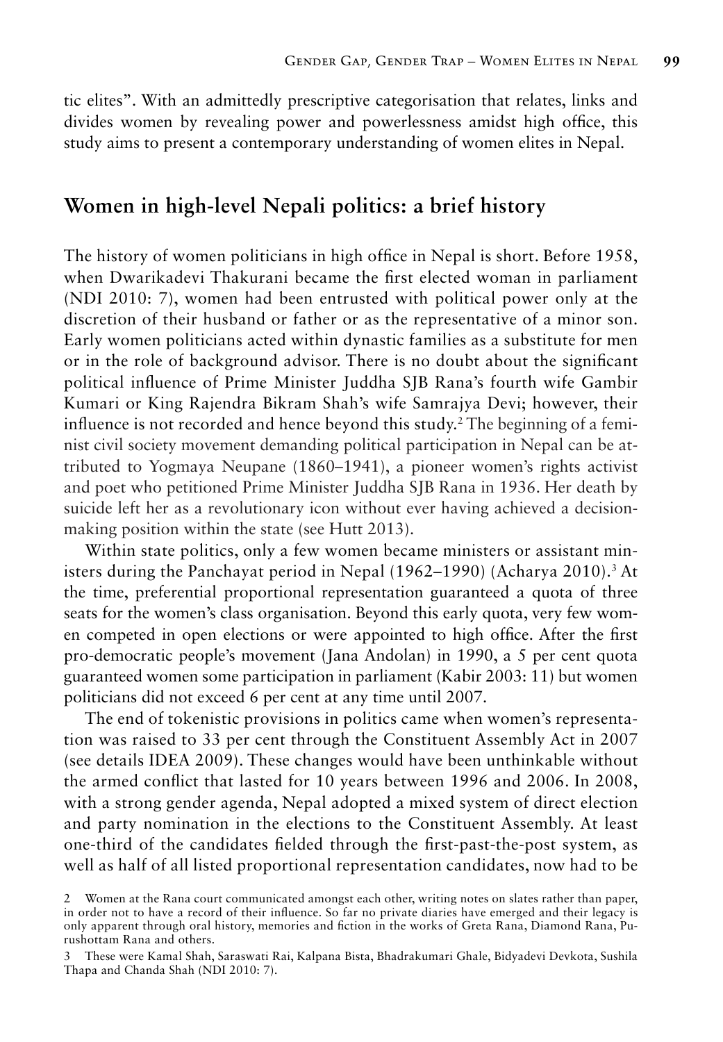tic elites". With an admittedly prescriptive categorisation that relates, links and divides women by revealing power and powerlessness amidst high office, this study aims to present a contemporary understanding of women elites in Nepal.

## Women in high-level Nepali politics: a brief history

The history of women politicians in high office in Nepal is short. Before 1958, when Dwarikadevi Thakurani became the first elected woman in parliament (NDI 2010: 7), women had been entrusted with political power only at the discretion of their husband or father or as the representative of a minor son. Early women politicians acted within dynastic families as a substitute for men or in the role of background advisor. There is no doubt about the significant political influence of Prime Minister Juddha SJB Rana's fourth wife Gambir Kumari or King Rajendra Bikram Shah's wife Samrajya Devi; however, their influence is not recorded and hence beyond this study.[2] The beginning of a feminist civil society movement demanding political participation in Nepal can be attributed to Yogmaya Neupane (1860–1941), a pioneer women's rights activist and poet who petitioned Prime Minister Juddha SJB Rana in 1936. Her death by suicide left her as a revolutionary icon without ever having achieved a decision-making position within the state (see Hutt 2013).

Within state politics, only a few women became ministers or assistant ministers during the Panchayat period in Nepal (1962–1990) (Acharya 2010).[3] At the time, preferential proportional representation guaranteed a quota of three seats for the women's class organisation. Beyond this early quota, very few women competed in open elections or were appointed to high office. After the first pro-democratic people's movement (Jana Andolan) in 1990, a 5 per cent quota guaranteed women some participation in parliament (Kabir 2003: 11) but women politicians did not exceed 6 per cent at any time until 2007.

The end of tokenistic provisions in politics came when women's representation was raised to 33 per cent through the Constituent Assembly Act in 2007 (see details IDEA 2009). These changes would have been unthinkable without the armed conflict that lasted for 10 years between 1996 and 2006. In 2008, with a strong gender agenda, Nepal adopted a mixed system of direct election and party nomination in the elections to the Constituent Assembly. At least one-third of the candidates fielded through the first-past-the-post system, as well as half of all listed proportional representation candidates, now had to be

2 Women at the Rana court communicated amongst each other, writing notes on slates rather than paper, in order not to have a record of their influence. So far no private diaries have emerged and their legacy is only apparent through oral history, memories and fiction in the works of Greta Rana, Diamond Rana, Purushottam Rana and others.

3 These were Kamal Shah, Saraswati Rai, Kalpana Bista, Bhadrakumari Ghale, Bidyadevi Devkota, Sushila Thapa and Chanda Shah (NDI 2010: 7).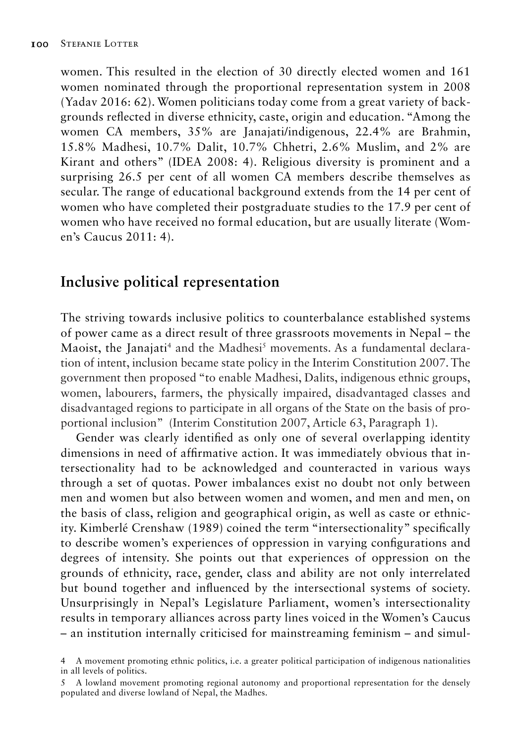women. This resulted in the election of 30 directly elected women and 161 women nominated through the proportional representation system in 2008 (Yadav 2016: 62). Women politicians today come from a great variety of backgrounds reflected in diverse ethnicity, caste, origin and education. "Among the women CA members, 35% are Janajati/indigenous, 22.4% are Brahmin, 15.8% Madhesi, 10.7% Dalit, 10.7% Chhetri, 2.6% Muslim, and 2% are Kirant and others" (IDEA 2008: 4). Religious diversity is prominent and a surprising 26.5 per cent of all women CA members describe themselves as secular. The range of educational background extends from the 14 per cent of women who have completed their postgraduate studies to the 17.9 per cent of women who have received no formal education, but are usually literate (Women's Caucus 2011: 4).

## Inclusive political representation

The striving towards inclusive politics to counterbalance established systems of power came as a direct result of three grassroots movements in Nepal – the Maoist, the Janajati[4] and the Madhesi[5] movements. As a fundamental declaration of intent, inclusion became state policy in the Interim Constitution 2007. The government then proposed "to enable Madhesi, Dalits, indigenous ethnic groups, women, labourers, farmers, the physically impaired, disadvantaged classes and disadvantaged regions to participate in all organs of the State on the basis of proportional inclusion" (Interim Constitution 2007, Article 63, Paragraph 1).

Gender was clearly identified as only one of several overlapping identity dimensions in need of affirmative action. It was immediately obvious that intersectionality had to be acknowledged and counteracted in various ways through a set of quotas. Power imbalances exist no doubt not only between men and women but also between women and women, and men and men, on the basis of class, religion and geographical origin, as well as caste or ethnicity. Kimberlé Crenshaw (1989) coined the term "intersectionality" specifically to describe women's experiences of oppression in varying configurations and degrees of intensity. She points out that experiences of oppression on the grounds of ethnicity, race, gender, class and ability are not only interrelated but bound together and influenced by the intersectional systems of society. Unsurprisingly in Nepal's Legislature Parliament, women's intersectionality results in temporary alliances across party lines voiced in the Women's Caucus – an institution internally criticised for mainstreaming feminism – and simul-

4 A movement promoting ethnic politics, i.e. a greater political participation of indigenous nationalities in all levels of politics.

5 A lowland movement promoting regional autonomy and proportional representation for the densely populated and diverse lowland of Nepal, the Madhes.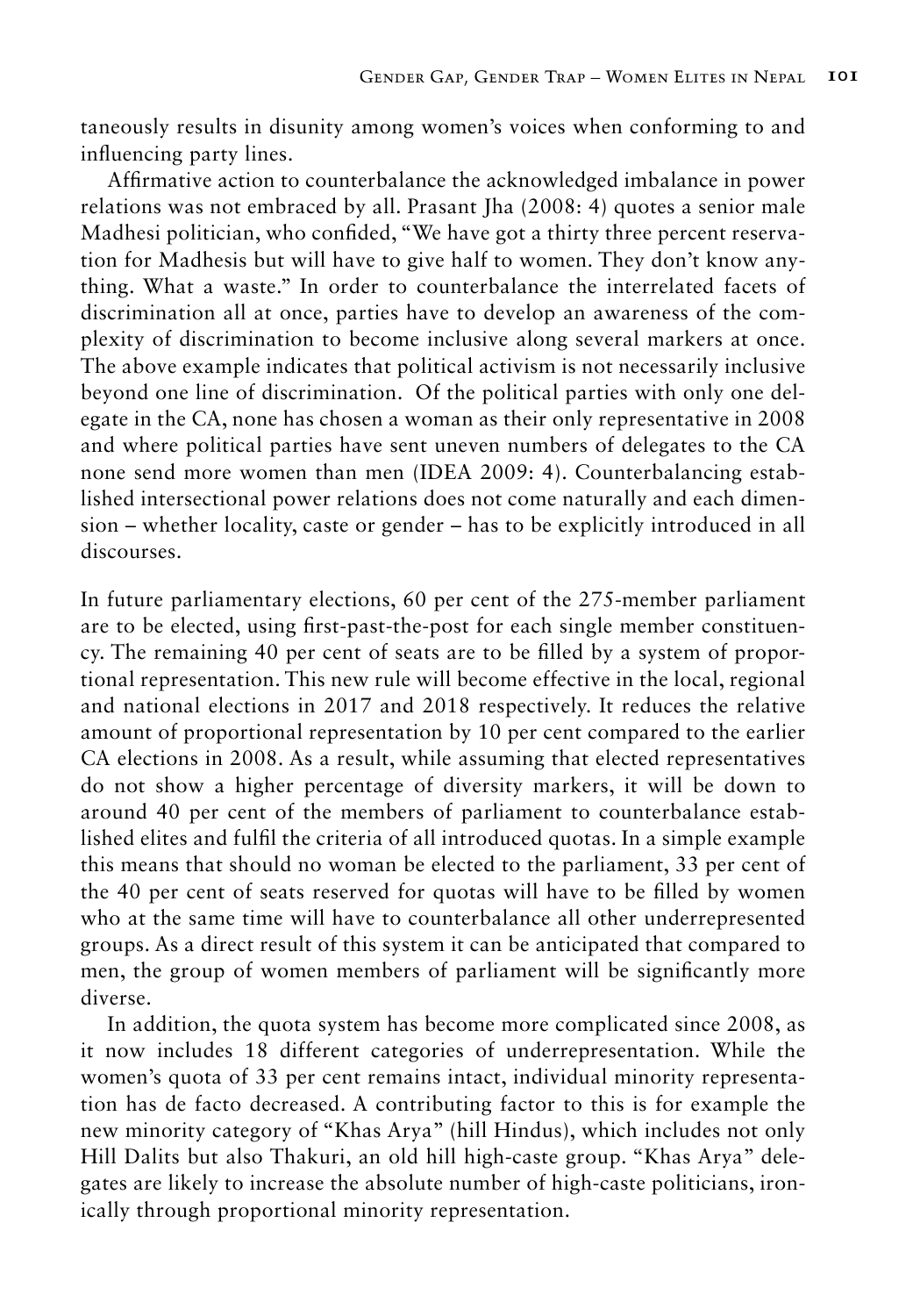taneously results in disunity among women's voices when conforming to and influencing party lines.

Affirmative action to counterbalance the acknowledged imbalance in power relations was not embraced by all. Prasant Jha (2008: 4) quotes a senior male Madhesi politician, who confided, "We have got a thirty three percent reservation for Madhesis but will have to give half to women. They don't know anything. What a waste." In order to counterbalance the interrelated facets of discrimination all at once, parties have to develop an awareness of the complexity of discrimination to become inclusive along several markers at once. The above example indicates that political activism is not necessarily inclusive beyond one line of discrimination. Of the political parties with only one delegate in the CA, none has chosen a woman as their only representative in 2008 and where political parties have sent uneven numbers of delegates to the CA none send more women than men (IDEA 2009: 4). Counterbalancing established intersectional power relations does not come naturally and each dimension – whether locality, caste or gender – has to be explicitly introduced in all discourses.

In future parliamentary elections, 60 per cent of the 275-member parliament are to be elected, using first-past-the-post for each single member constituency. The remaining 40 per cent of seats are to be filled by a system of proportional representation. This new rule will become effective in the local, regional and national elections in 2017 and 2018 respectively. It reduces the relative amount of proportional representation by 10 per cent compared to the earlier CA elections in 2008. As a result, while assuming that elected representatives do not show a higher percentage of diversity markers, it will be down to around 40 per cent of the members of parliament to counterbalance established elites and fulfil the criteria of all introduced quotas. In a simple example this means that should no woman be elected to the parliament, 33 per cent of the 40 per cent of seats reserved for quotas will have to be filled by women who at the same time will have to counterbalance all other underrepresented groups. As a direct result of this system it can be anticipated that compared to men, the group of women members of parliament will be significantly more diverse.

In addition, the quota system has become more complicated since 2008, as it now includes 18 different categories of underrepresentation. While the women's quota of 33 per cent remains intact, individual minority representation has de facto decreased. A contributing factor to this is for example the new minority category of "Khas Arya" (hill Hindus), which includes not only Hill Dalits but also Thakuri, an old hill high-caste group. "Khas Arya" delegates are likely to increase the absolute number of high-caste politicians, ironically through proportional minority representation.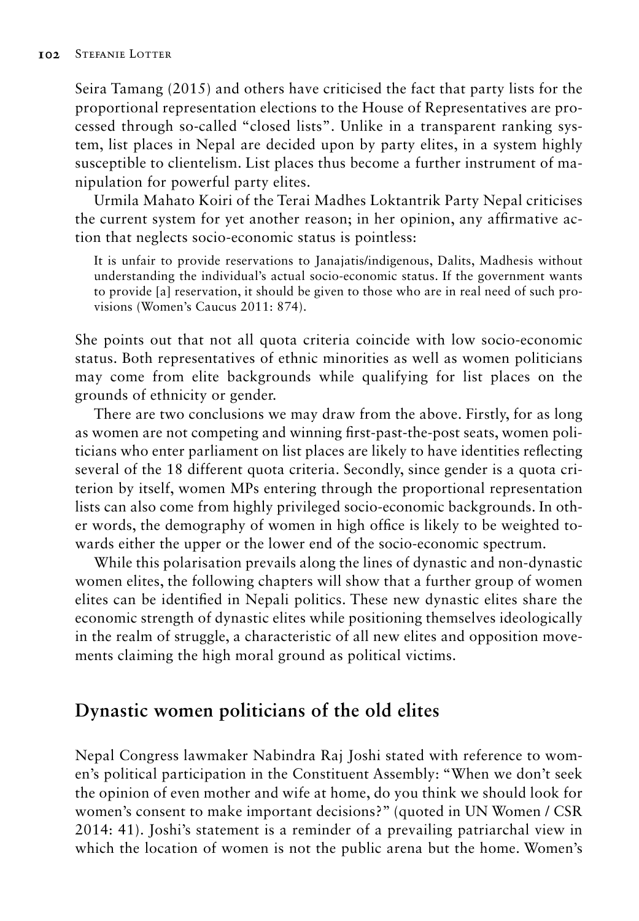Seira Tamang (2015) and others have criticised the fact that party lists for the proportional representation elections to the House of Representatives are processed through so-called "closed lists". Unlike in a transparent ranking system, list places in Nepal are decided upon by party elites, in a system highly susceptible to clientelism. List places thus become a further instrument of manipulation for powerful party elites.

Urmila Mahato Koiri of the Terai Madhes Loktantrik Party Nepal criticises the current system for yet another reason; in her opinion, any affirmative action that neglects socio-economic status is pointless:

> It is unfair to provide reservations to Janajatis/indigenous, Dalits, Madhesis without understanding the individual's actual socio-economic status. If the government wants to provide [a] reservation, it should be given to those who are in real need of such provisions (Women's Caucus 2011: 874).

She points out that not all quota criteria coincide with low socio-economic status. Both representatives of ethnic minorities as well as women politicians may come from elite backgrounds while qualifying for list places on the grounds of ethnicity or gender.

There are two conclusions we may draw from the above. Firstly, for as long as women are not competing and winning first-past-the-post seats, women politicians who enter parliament on list places are likely to have identities reflecting several of the 18 different quota criteria. Secondly, since gender is a quota criterion by itself, women MPs entering through the proportional representation lists can also come from highly privileged socio-economic backgrounds. In other words, the demography of women in high office is likely to be weighted towards either the upper or the lower end of the socio-economic spectrum.

While this polarisation prevails along the lines of dynastic and non-dynastic women elites, the following chapters will show that a further group of women elites can be identified in Nepali politics. These new dynastic elites share the economic strength of dynastic elites while positioning themselves ideologically in the realm of struggle, a characteristic of all new elites and opposition movements claiming the high moral ground as political victims.

## Dynastic women politicians of the old elites

Nepal Congress lawmaker Nabindra Raj Joshi stated with reference to women's political participation in the Constituent Assembly: "When we don't seek the opinion of even mother and wife at home, do you think we should look for women's consent to make important decisions?" (quoted in UN Women / CSR 2014: 41). Joshi's statement is a reminder of a prevailing patriarchal view in which the location of women is not the public arena but the home. Women's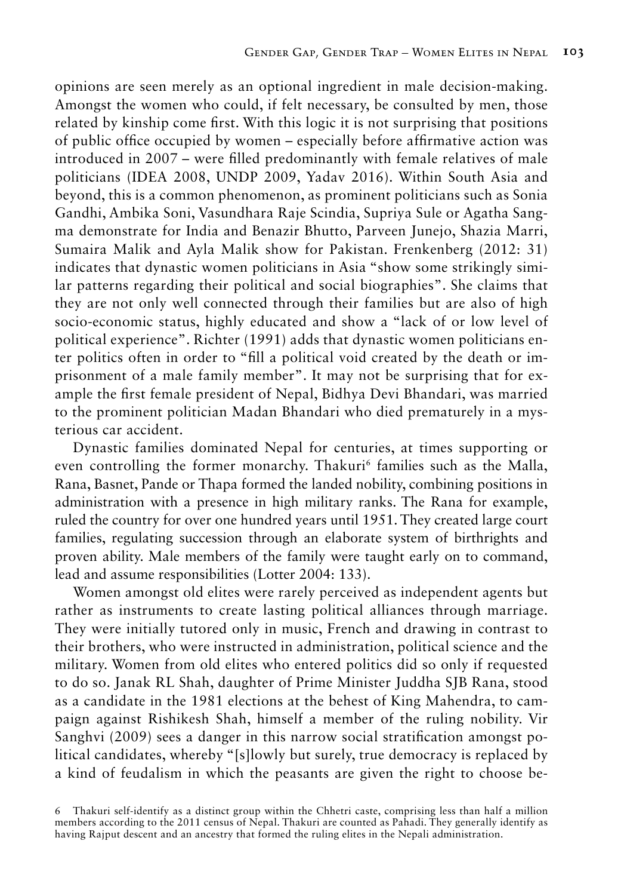opinions are seen merely as an optional ingredient in male decision-making. Amongst the women who could, if felt necessary, be consulted by men, those related by kinship come first. With this logic it is not surprising that positions of public office occupied by women – especially before affirmative action was introduced in 2007 – were filled predominantly with female relatives of male politicians (IDEA 2008, UNDP 2009, Yadav 2016). Within South Asia and beyond, this is a common phenomenon, as prominent politicians such as Sonia Gandhi, Ambika Soni, Vasundhara Raje Scindia, Supriya Sule or Agatha Sangma demonstrate for India and Benazir Bhutto, Parveen Junejo, Shazia Marri, Sumaira Malik and Ayla Malik show for Pakistan. Frenkenberg (2012: 31) indicates that dynastic women politicians in Asia "show some strikingly similar patterns regarding their political and social biographies". She claims that they are not only well connected through their families but are also of high socio-economic status, highly educated and show a "lack of or low level of political experience". Richter (1991) adds that dynastic women politicians enter politics often in order to "fill a political void created by the death or imprisonment of a male family member". It may not be surprising that for example the first female president of Nepal, Bidhya Devi Bhandari, was married to the prominent politician Madan Bhandari who died prematurely in a mysterious car accident.

Dynastic families dominated Nepal for centuries, at times supporting or even controlling the former monarchy. Thakuri[6] families such as the Malla, Rana, Basnet, Pande or Thapa formed the landed nobility, combining positions in administration with a presence in high military ranks. The Rana for example, ruled the country for over one hundred years until 1951. They created large court families, regulating succession through an elaborate system of birthrights and proven ability. Male members of the family were taught early on to command, lead and assume responsibilities (Lotter 2004: 133).

Women amongst old elites were rarely perceived as independent agents but rather as instruments to create lasting political alliances through marriage. They were initially tutored only in music, French and drawing in contrast to their brothers, who were instructed in administration, political science and the military. Women from old elites who entered politics did so only if requested to do so. Janak RL Shah, daughter of Prime Minister Juddha SJB Rana, stood as a candidate in the 1981 elections at the behest of King Mahendra, to campaign against Rishikesh Shah, himself a member of the ruling nobility. Vir Sanghvi (2009) sees a danger in this narrow social stratification amongst political candidates, whereby "[s]lowly but surely, true democracy is replaced by a kind of feudalism in which the peasants are given the right to choose be-

6 Thakuri self-identify as a distinct group within the Chhetri caste, comprising less than half a million members according to the 2011 census of Nepal. Thakuri are counted as Pahadi. They generally identify as having Rajput descent and an ancestry that formed the ruling elites in the Nepali administration.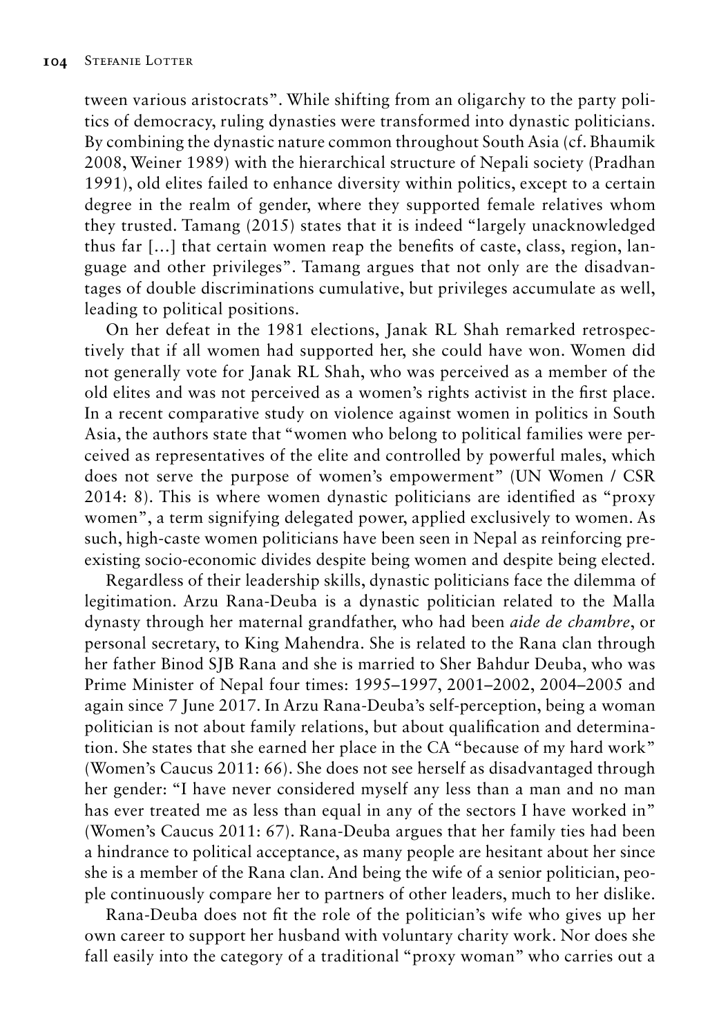tween various aristocrats". While shifting from an oligarchy to the party politics of democracy, ruling dynasties were transformed into dynastic politicians. By combining the dynastic nature common throughout South Asia (cf. Bhaumik 2008, Weiner 1989) with the hierarchical structure of Nepali society (Pradhan 1991), old elites failed to enhance diversity within politics, except to a certain degree in the realm of gender, where they supported female relatives whom they trusted. Tamang (2015) states that it is indeed "largely unacknowledged thus far […] that certain women reap the benefits of caste, class, region, language and other privileges". Tamang argues that not only are the disadvantages of double discriminations cumulative, but privileges accumulate as well, leading to political positions.

On her defeat in the 1981 elections, Janak RL Shah remarked retrospectively that if all women had supported her, she could have won. Women did not generally vote for Janak RL Shah, who was perceived as a member of the old elites and was not perceived as a women's rights activist in the first place. In a recent comparative study on violence against women in politics in South Asia, the authors state that "women who belong to political families were perceived as representatives of the elite and controlled by powerful males, which does not serve the purpose of women's empowerment" (UN Women / CSR 2014: 8). This is where women dynastic politicians are identified as "proxy women", a term signifying delegated power, applied exclusively to women. As such, high-caste women politicians have been seen in Nepal as reinforcing preexisting socio-economic divides despite being women and despite being elected.

Regardless of their leadership skills, dynastic politicians face the dilemma of legitimation. Arzu Rana-Deuba is a dynastic politician related to the Malla dynasty through her maternal grandfather, who had been *aide de chambre*, or personal secretary, to King Mahendra. She is related to the Rana clan through her father Binod SJB Rana and she is married to Sher Bahdur Deuba, who was Prime Minister of Nepal four times: 1995–1997, 2001–2002, 2004–2005 and again since 7 June 2017. In Arzu Rana-Deuba's self-perception, being a woman politician is not about family relations, but about qualification and determination. She states that she earned her place in the CA "because of my hard work" (Women's Caucus 2011: 66). She does not see herself as disadvantaged through her gender: "I have never considered myself any less than a man and no man has ever treated me as less than equal in any of the sectors I have worked in" (Women's Caucus 2011: 67). Rana-Deuba argues that her family ties had been a hindrance to political acceptance, as many people are hesitant about her since she is a member of the Rana clan. And being the wife of a senior politician, people continuously compare her to partners of other leaders, much to her dislike.

Rana-Deuba does not fit the role of the politician's wife who gives up her own career to support her husband with voluntary charity work. Nor does she fall easily into the category of a traditional "proxy woman" who carries out a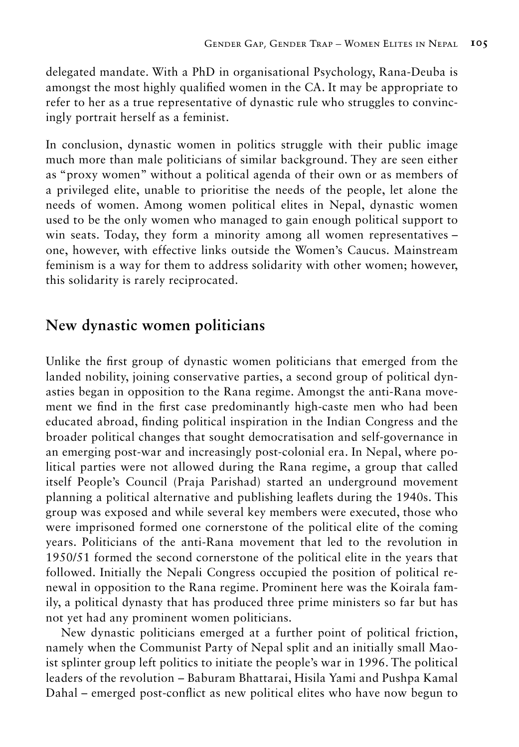delegated mandate. With a PhD in organisational Psychology, Rana-Deuba is amongst the most highly qualified women in the CA. It may be appropriate to refer to her as a true representative of dynastic rule who struggles to convincingly portrait herself as a feminist.

In conclusion, dynastic women in politics struggle with their public image much more than male politicians of similar background. They are seen either as "proxy women" without a political agenda of their own or as members of a privileged elite, unable to prioritise the needs of the people, let alone the needs of women. Among women political elites in Nepal, dynastic women used to be the only women who managed to gain enough political support to win seats. Today, they form a minority among all women representatives – one, however, with effective links outside the Women's Caucus. Mainstream feminism is a way for them to address solidarity with other women; however, this solidarity is rarely reciprocated.

## New dynastic women politicians

Unlike the first group of dynastic women politicians that emerged from the landed nobility, joining conservative parties, a second group of political dynasties began in opposition to the Rana regime. Amongst the anti-Rana movement we find in the first case predominantly high-caste men who had been educated abroad, finding political inspiration in the Indian Congress and the broader political changes that sought democratisation and self-governance in an emerging post-war and increasingly post-colonial era. In Nepal, where political parties were not allowed during the Rana regime, a group that called itself People's Council (Praja Parishad) started an underground movement planning a political alternative and publishing leaflets during the 1940s. This group was exposed and while several key members were executed, those who were imprisoned formed one cornerstone of the political elite of the coming years. Politicians of the anti-Rana movement that led to the revolution in 1950/51 formed the second cornerstone of the political elite in the years that followed. Initially the Nepali Congress occupied the position of political renewal in opposition to the Rana regime. Prominent here was the Koirala family, a political dynasty that has produced three prime ministers so far but has not yet had any prominent women politicians.

New dynastic politicians emerged at a further point of political friction, namely when the Communist Party of Nepal split and an initially small Maoist splinter group left politics to initiate the people's war in 1996. The political leaders of the revolution – Baburam Bhattarai, Hisila Yami and Pushpa Kamal Dahal – emerged post-conflict as new political elites who have now begun to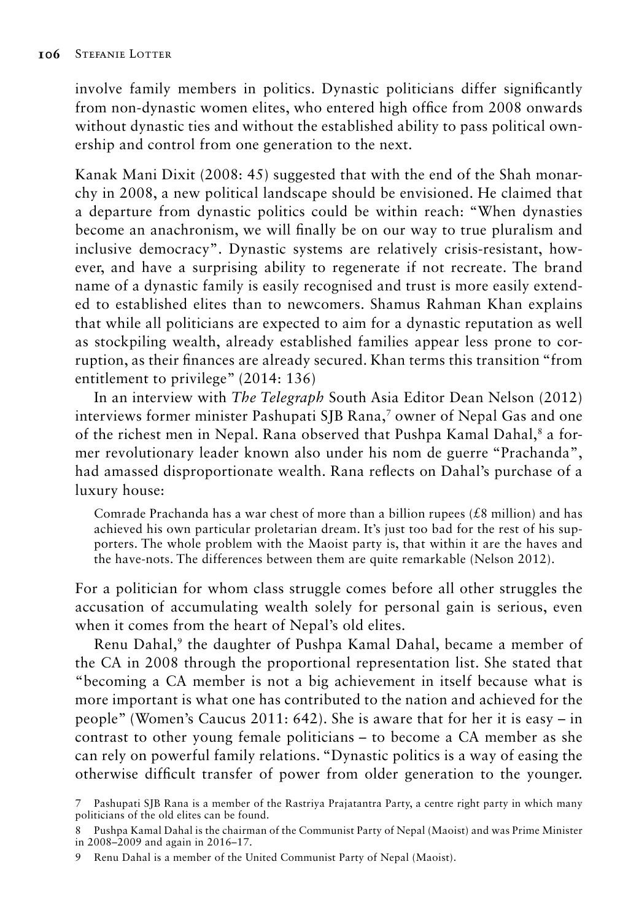involve family members in politics. Dynastic politicians differ significantly from non-dynastic women elites, who entered high office from 2008 onwards without dynastic ties and without the established ability to pass political ownership and control from one generation to the next.

Kanak Mani Dixit (2008: 45) suggested that with the end of the Shah monarchy in 2008, a new political landscape should be envisioned. He claimed that a departure from dynastic politics could be within reach: "When dynasties become an anachronism, we will finally be on our way to true pluralism and inclusive democracy". Dynastic systems are relatively crisis-resistant, however, and have a surprising ability to regenerate if not recreate. The brand name of a dynastic family is easily recognised and trust is more easily extended to established elites than to newcomers. Shamus Rahman Khan explains that while all politicians are expected to aim for a dynastic reputation as well as stockpiling wealth, already established families appear less prone to corruption, as their finances are already secured. Khan terms this transition "from entitlement to privilege" (2014: 136)

In an interview with *The Telegraph* South Asia Editor Dean Nelson (2012) interviews former minister Pashupati SJB Rana,[7] owner of Nepal Gas and one of the richest men in Nepal. Rana observed that Pushpa Kamal Dahal,[8] a former revolutionary leader known also under his nom de guerre "Prachanda", had amassed disproportionate wealth. Rana reflects on Dahal's purchase of a luxury house:

> Comrade Prachanda has a war chest of more than a billion rupees (£8 million) and has achieved his own particular proletarian dream. It's just too bad for the rest of his supporters. The whole problem with the Maoist party is, that within it are the haves and the have-nots. The differences between them are quite remarkable (Nelson 2012).

For a politician for whom class struggle comes before all other struggles the accusation of accumulating wealth solely for personal gain is serious, even when it comes from the heart of Nepal's old elites.

Renu Dahal,[9] the daughter of Pushpa Kamal Dahal, became a member of the CA in 2008 through the proportional representation list. She stated that "becoming a CA member is not a big achievement in itself because what is more important is what one has contributed to the nation and achieved for the people" (Women's Caucus 2011: 642). She is aware that for her it is easy – in contrast to other young female politicians – to become a CA member as she can rely on powerful family relations. "Dynastic politics is a way of easing the otherwise difficult transfer of power from older generation to the younger.

---

7 Pashupati SJB Rana is a member of the Rastriya Prajatantra Party, a centre right party in which many politicians of the old elites can be found.

8 Pushpa Kamal Dahal is the chairman of the Communist Party of Nepal (Maoist) and was Prime Minister in 2008–2009 and again in 2016–17.

9 Renu Dahal is a member of the United Communist Party of Nepal (Maoist).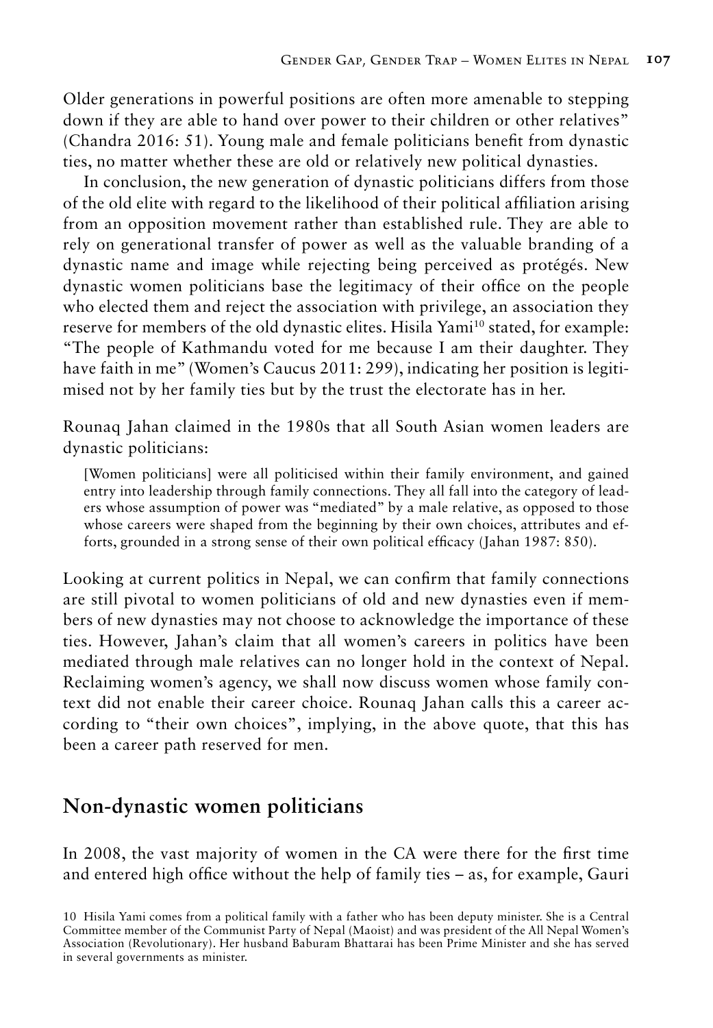Older generations in powerful positions are often more amenable to stepping down if they are able to hand over power to their children or other relatives" (Chandra 2016: 51). Young male and female politicians benefit from dynastic ties, no matter whether these are old or relatively new political dynasties.

In conclusion, the new generation of dynastic politicians differs from those of the old elite with regard to the likelihood of their political affiliation arising from an opposition movement rather than established rule. They are able to rely on generational transfer of power as well as the valuable branding of a dynastic name and image while rejecting being perceived as protégés. New dynastic women politicians base the legitimacy of their office on the people who elected them and reject the association with privilege, an association they reserve for members of the old dynastic elites. Hisila Yami[10] stated, for example: "The people of Kathmandu voted for me because I am their daughter. They have faith in me" (Women's Caucus 2011: 299), indicating her position is legitimised not by her family ties but by the trust the electorate has in her.

Rounaq Jahan claimed in the 1980s that all South Asian women leaders are dynastic politicians:

> [Women politicians] were all politicised within their family environment, and gained entry into leadership through family connections. They all fall into the category of leaders whose assumption of power was "mediated" by a male relative, as opposed to those whose careers were shaped from the beginning by their own choices, attributes and efforts, grounded in a strong sense of their own political efficacy (Jahan 1987: 850).

Looking at current politics in Nepal, we can confirm that family connections are still pivotal to women politicians of old and new dynasties even if members of new dynasties may not choose to acknowledge the importance of these ties. However, Jahan's claim that all women's careers in politics have been mediated through male relatives can no longer hold in the context of Nepal. Reclaiming women's agency, we shall now discuss women whose family context did not enable their career choice. Rounaq Jahan calls this a career according to "their own choices", implying, in the above quote, that this has been a career path reserved for men.

## Non-dynastic women politicians

In 2008, the vast majority of women in the CA were there for the first time and entered high office without the help of family ties – as, for example, Gauri

[10] Hisila Yami comes from a political family with a father who has been deputy minister. She is a Central Committee member of the Communist Party of Nepal (Maoist) and was president of the All Nepal Women's Association (Revolutionary). Her husband Baburam Bhattarai has been Prime Minister and she has served in several governments as minister.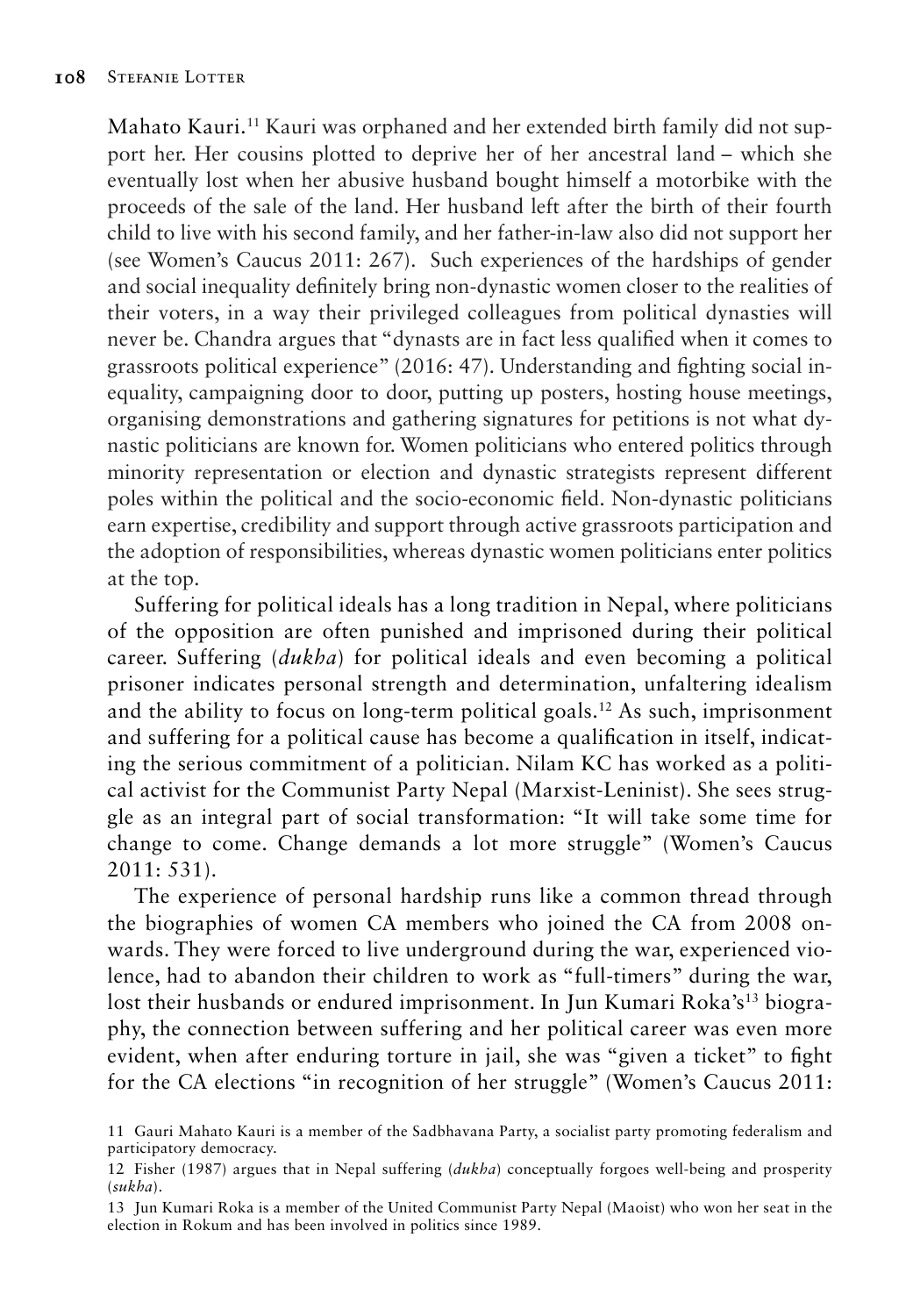Mahato Kauri.[11] Kauri was orphaned and her extended birth family did not support her. Her cousins plotted to deprive her of her ancestral land – which she eventually lost when her abusive husband bought himself a motorbike with the proceeds of the sale of the land. Her husband left after the birth of their fourth child to live with his second family, and her father-in-law also did not support her (see Women's Caucus 2011: 267). Such experiences of the hardships of gender and social inequality definitely bring non-dynastic women closer to the realities of their voters, in a way their privileged colleagues from political dynasties will never be. Chandra argues that "dynasts are in fact less qualified when it comes to grassroots political experience" (2016: 47). Understanding and fighting social inequality, campaigning door to door, putting up posters, hosting house meetings, organising demonstrations and gathering signatures for petitions is not what dynastic politicians are known for. Women politicians who entered politics through minority representation or election and dynastic strategists represent different poles within the political and the socio-economic field. Non-dynastic politicians earn expertise, credibility and support through active grassroots participation and the adoption of responsibilities, whereas dynastic women politicians enter politics at the top.

Suffering for political ideals has a long tradition in Nepal, where politicians of the opposition are often punished and imprisoned during their political career. Suffering (*dukha*) for political ideals and even becoming a political prisoner indicates personal strength and determination, unfaltering idealism and the ability to focus on long-term political goals.[12] As such, imprisonment and suffering for a political cause has become a qualification in itself, indicating the serious commitment of a politician. Nilam KC has worked as a political activist for the Communist Party Nepal (Marxist-Leninist). She sees struggle as an integral part of social transformation: "It will take some time for change to come. Change demands a lot more struggle" (Women's Caucus 2011: 531).

The experience of personal hardship runs like a common thread through the biographies of women CA members who joined the CA from 2008 onwards. They were forced to live underground during the war, experienced violence, had to abandon their children to work as "full-timers" during the war, lost their husbands or endured imprisonment. In Jun Kumari Roka's[13] biography, the connection between suffering and her political career was even more evident, when after enduring torture in jail, she was "given a ticket" to fight for the CA elections "in recognition of her struggle" (Women's Caucus 2011:

11 Gauri Mahato Kauri is a member of the Sadbhavana Party, a socialist party promoting federalism and participatory democracy.

12 Fisher (1987) argues that in Nepal suffering (*dukha*) conceptually forgoes well-being and prosperity (*sukha*).

13 Jun Kumari Roka is a member of the United Communist Party Nepal (Maoist) who won her seat in the election in Rokum and has been involved in politics since 1989.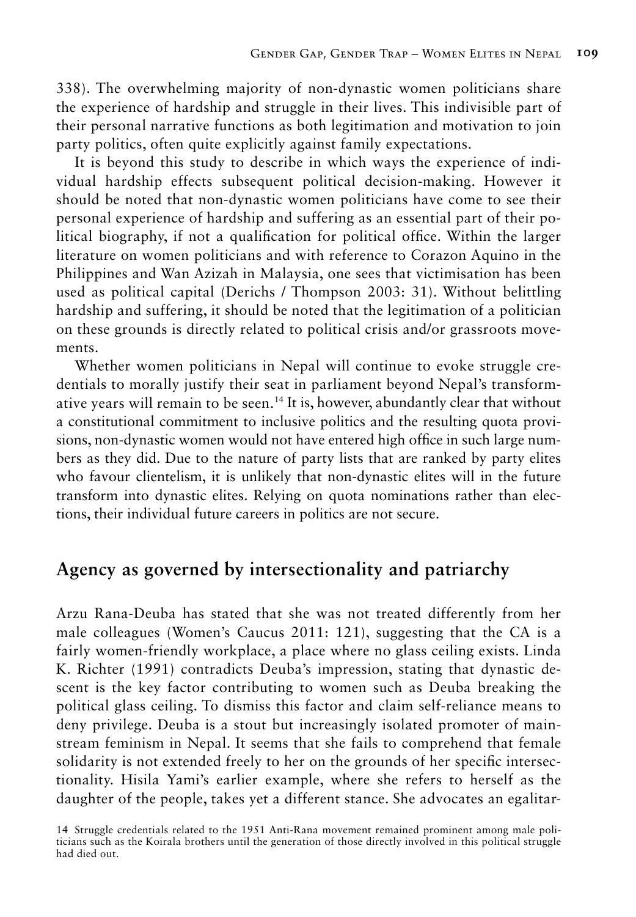338). The overwhelming majority of non-dynastic women politicians share the experience of hardship and struggle in their lives. This indivisible part of their personal narrative functions as both legitimation and motivation to join party politics, often quite explicitly against family expectations.

It is beyond this study to describe in which ways the experience of individual hardship effects subsequent political decision-making. However it should be noted that non-dynastic women politicians have come to see their personal experience of hardship and suffering as an essential part of their political biography, if not a qualification for political office. Within the larger literature on women politicians and with reference to Corazon Aquino in the Philippines and Wan Azizah in Malaysia, one sees that victimisation has been used as political capital (Derichs / Thompson 2003: 31). Without belittling hardship and suffering, it should be noted that the legitimation of a politician on these grounds is directly related to political crisis and/or grassroots movements.

Whether women politicians in Nepal will continue to evoke struggle credentials to morally justify their seat in parliament beyond Nepal's transformative years will remain to be seen.[14] It is, however, abundantly clear that without a constitutional commitment to inclusive politics and the resulting quota provisions, non-dynastic women would not have entered high office in such large numbers as they did. Due to the nature of party lists that are ranked by party elites who favour clientelism, it is unlikely that non-dynastic elites will in the future transform into dynastic elites. Relying on quota nominations rather than elections, their individual future careers in politics are not secure.

## Agency as governed by intersectionality and patriarchy

Arzu Rana-Deuba has stated that she was not treated differently from her male colleagues (Women's Caucus 2011: 121), suggesting that the CA is a fairly women-friendly workplace, a place where no glass ceiling exists. Linda K. Richter (1991) contradicts Deuba's impression, stating that dynastic descent is the key factor contributing to women such as Deuba breaking the political glass ceiling. To dismiss this factor and claim self-reliance means to deny privilege. Deuba is a stout but increasingly isolated promoter of mainstream feminism in Nepal. It seems that she fails to comprehend that female solidarity is not extended freely to her on the grounds of her specific intersectionality. Hisila Yami's earlier example, where she refers to herself as the daughter of the people, takes yet a different stance. She advocates an egalitar-

14 Struggle credentials related to the 1951 Anti-Rana movement remained prominent among male politicians such as the Koirala brothers until the generation of those directly involved in this political struggle had died out.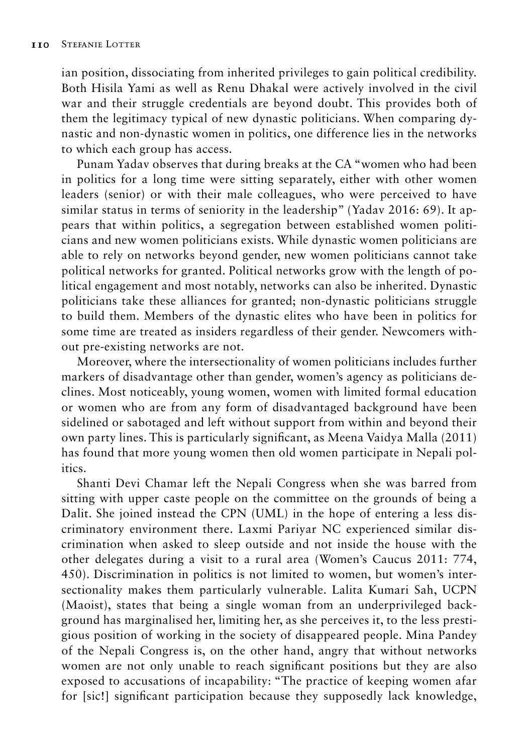ian position, dissociating from inherited privileges to gain political credibility. Both Hisila Yami as well as Renu Dhakal were actively involved in the civil war and their struggle credentials are beyond doubt. This provides both of them the legitimacy typical of new dynastic politicians. When comparing dynastic and non-dynastic women in politics, one difference lies in the networks to which each group has access.

Punam Yadav observes that during breaks at the CA "women who had been in politics for a long time were sitting separately, either with other women leaders (senior) or with their male colleagues, who were perceived to have similar status in terms of seniority in the leadership" (Yadav 2016: 69). It appears that within politics, a segregation between established women politicians and new women politicians exists. While dynastic women politicians are able to rely on networks beyond gender, new women politicians cannot take political networks for granted. Political networks grow with the length of political engagement and most notably, networks can also be inherited. Dynastic politicians take these alliances for granted; non-dynastic politicians struggle to build them. Members of the dynastic elites who have been in politics for some time are treated as insiders regardless of their gender. Newcomers without pre-existing networks are not.

Moreover, where the intersectionality of women politicians includes further markers of disadvantage other than gender, women's agency as politicians declines. Most noticeably, young women, women with limited formal education or women who are from any form of disadvantaged background have been sidelined or sabotaged and left without support from within and beyond their own party lines. This is particularly significant, as Meena Vaidya Malla (2011) has found that more young women then old women participate in Nepali politics.

Shanti Devi Chamar left the Nepali Congress when she was barred from sitting with upper caste people on the committee on the grounds of being a Dalit. She joined instead the CPN (UML) in the hope of entering a less discriminatory environment there. Laxmi Pariyar NC experienced similar discrimination when asked to sleep outside and not inside the house with the other delegates during a visit to a rural area (Women's Caucus 2011: 774, 450). Discrimination in politics is not limited to women, but women's intersectionality makes them particularly vulnerable. Lalita Kumari Sah, UCPN (Maoist), states that being a single woman from an underprivileged background has marginalised her, limiting her, as she perceives it, to the less prestigious position of working in the society of disappeared people. Mina Pandey of the Nepali Congress is, on the other hand, angry that without networks women are not only unable to reach significant positions but they are also exposed to accusations of incapability: "The practice of keeping women afar for [sic!] significant participation because they supposedly lack knowledge,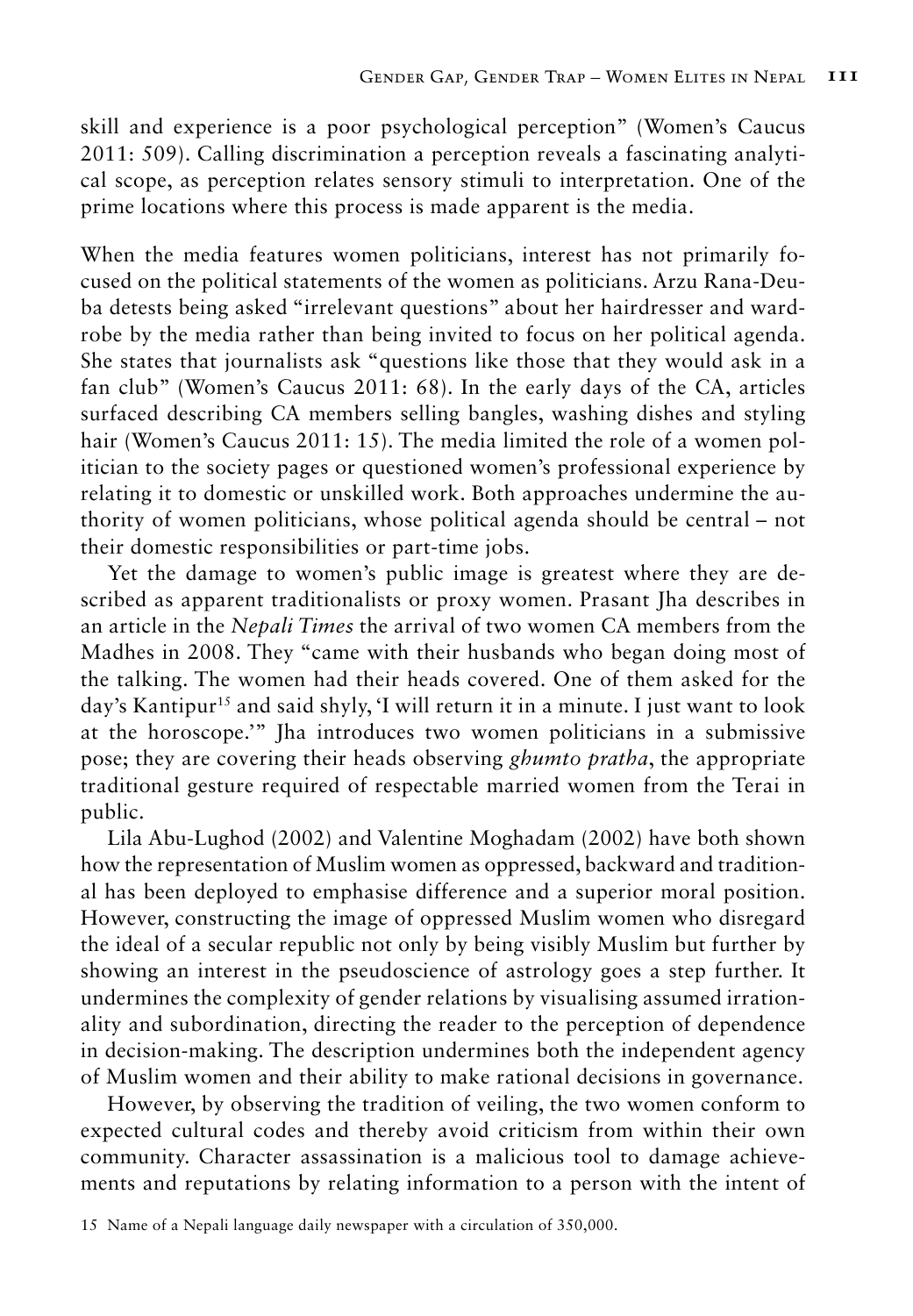skill and experience is a poor psychological perception" (Women's Caucus 2011: 509). Calling discrimination a perception reveals a fascinating analytical scope, as perception relates sensory stimuli to interpretation. One of the prime locations where this process is made apparent is the media.

When the media features women politicians, interest has not primarily focused on the political statements of the women as politicians. Arzu Rana-Deuba detests being asked "irrelevant questions" about her hairdresser and wardrobe by the media rather than being invited to focus on her political agenda. She states that journalists ask "questions like those that they would ask in a fan club" (Women's Caucus 2011: 68). In the early days of the CA, articles surfaced describing CA members selling bangles, washing dishes and styling hair (Women's Caucus 2011: 15). The media limited the role of a women politician to the society pages or questioned women's professional experience by relating it to domestic or unskilled work. Both approaches undermine the authority of women politicians, whose political agenda should be central – not their domestic responsibilities or part-time jobs.

Yet the damage to women's public image is greatest where they are described as apparent traditionalists or proxy women. Prasant Jha describes in an article in the *Nepali Times* the arrival of two women CA members from the Madhes in 2008. They "came with their husbands who began doing most of the talking. The women had their heads covered. One of them asked for the day's Kantipur[15] and said shyly, 'I will return it in a minute. I just want to look at the horoscope.'" Jha introduces two women politicians in a submissive pose; they are covering their heads observing *ghumto pratha*, the appropriate traditional gesture required of respectable married women from the Terai in public.

Lila Abu-Lughod (2002) and Valentine Moghadam (2002) have both shown how the representation of Muslim women as oppressed, backward and traditional has been deployed to emphasise difference and a superior moral position. However, constructing the image of oppressed Muslim women who disregard the ideal of a secular republic not only by being visibly Muslim but further by showing an interest in the pseudoscience of astrology goes a step further. It undermines the complexity of gender relations by visualising assumed irrationality and subordination, directing the reader to the perception of dependence in decision-making. The description undermines both the independent agency of Muslim women and their ability to make rational decisions in governance.

However, by observing the tradition of veiling, the two women conform to expected cultural codes and thereby avoid criticism from within their own community. Character assassination is a malicious tool to damage achievements and reputations by relating information to a person with the intent of

15 Name of a Nepali language daily newspaper with a circulation of 350,000.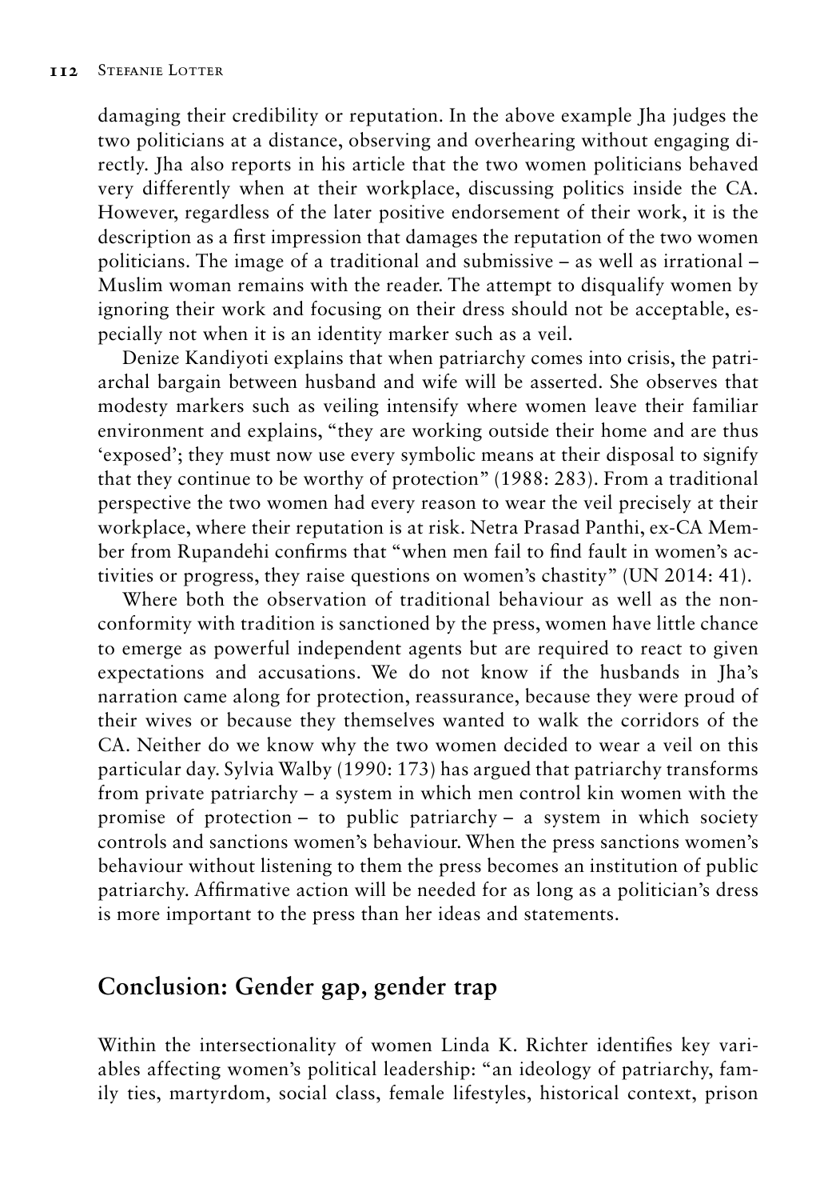damaging their credibility or reputation. In the above example Jha judges the two politicians at a distance, observing and overhearing without engaging directly. Jha also reports in his article that the two women politicians behaved very differently when at their workplace, discussing politics inside the CA. However, regardless of the later positive endorsement of their work, it is the description as a first impression that damages the reputation of the two women politicians. The image of a traditional and submissive – as well as irrational – Muslim woman remains with the reader. The attempt to disqualify women by ignoring their work and focusing on their dress should not be acceptable, especially not when it is an identity marker such as a veil.

Denize Kandiyoti explains that when patriarchy comes into crisis, the patriarchal bargain between husband and wife will be asserted. She observes that modesty markers such as veiling intensify where women leave their familiar environment and explains, "they are working outside their home and are thus 'exposed'; they must now use every symbolic means at their disposal to signify that they continue to be worthy of protection" (1988: 283). From a traditional perspective the two women had every reason to wear the veil precisely at their workplace, where their reputation is at risk. Netra Prasad Panthi, ex-CA Member from Rupandehi confirms that "when men fail to find fault in women's activities or progress, they raise questions on women's chastity" (UN 2014: 41).

Where both the observation of traditional behaviour as well as the non-conformity with tradition is sanctioned by the press, women have little chance to emerge as powerful independent agents but are required to react to given expectations and accusations. We do not know if the husbands in Jha's narration came along for protection, reassurance, because they were proud of their wives or because they themselves wanted to walk the corridors of the CA. Neither do we know why the two women decided to wear a veil on this particular day. Sylvia Walby (1990: 173) has argued that patriarchy transforms from private patriarchy – a system in which men control kin women with the promise of protection – to public patriarchy – a system in which society controls and sanctions women's behaviour. When the press sanctions women's behaviour without listening to them the press becomes an institution of public patriarchy. Affirmative action will be needed for as long as a politician's dress is more important to the press than her ideas and statements.

## Conclusion: Gender gap, gender trap

Within the intersectionality of women Linda K. Richter identifies key variables affecting women's political leadership: "an ideology of patriarchy, family ties, martyrdom, social class, female lifestyles, historical context, prison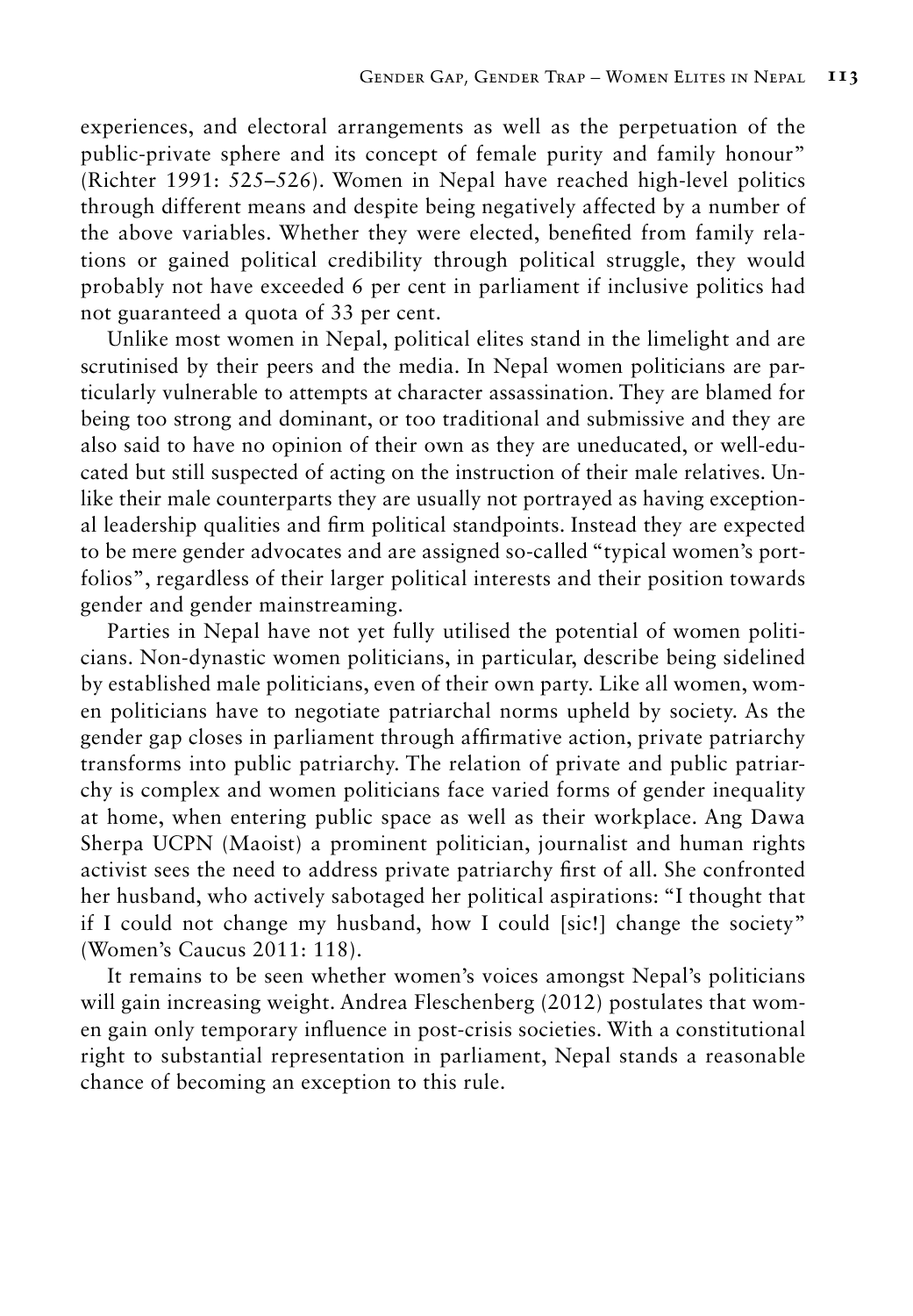experiences, and electoral arrangements as well as the perpetuation of the public-private sphere and its concept of female purity and family honour" (Richter 1991: 525–526). Women in Nepal have reached high-level politics through different means and despite being negatively affected by a number of the above variables. Whether they were elected, benefited from family relations or gained political credibility through political struggle, they would probably not have exceeded 6 per cent in parliament if inclusive politics had not guaranteed a quota of 33 per cent.

Unlike most women in Nepal, political elites stand in the limelight and are scrutinised by their peers and the media. In Nepal women politicians are particularly vulnerable to attempts at character assassination. They are blamed for being too strong and dominant, or too traditional and submissive and they are also said to have no opinion of their own as they are uneducated, or well-educated but still suspected of acting on the instruction of their male relatives. Unlike their male counterparts they are usually not portrayed as having exceptional leadership qualities and firm political standpoints. Instead they are expected to be mere gender advocates and are assigned so-called "typical women's portfolios", regardless of their larger political interests and their position towards gender and gender mainstreaming.

Parties in Nepal have not yet fully utilised the potential of women politicians. Non-dynastic women politicians, in particular, describe being sidelined by established male politicians, even of their own party. Like all women, women politicians have to negotiate patriarchal norms upheld by society. As the gender gap closes in parliament through affirmative action, private patriarchy transforms into public patriarchy. The relation of private and public patriarchy is complex and women politicians face varied forms of gender inequality at home, when entering public space as well as their workplace. Ang Dawa Sherpa UCPN (Maoist) a prominent politician, journalist and human rights activist sees the need to address private patriarchy first of all. She confronted her husband, who actively sabotaged her political aspirations: "I thought that if I could not change my husband, how I could [sic!] change the society" (Women's Caucus 2011: 118).

It remains to be seen whether women's voices amongst Nepal's politicians will gain increasing weight. Andrea Fleschenberg (2012) postulates that women gain only temporary influence in post-crisis societies. With a constitutional right to substantial representation in parliament, Nepal stands a reasonable chance of becoming an exception to this rule.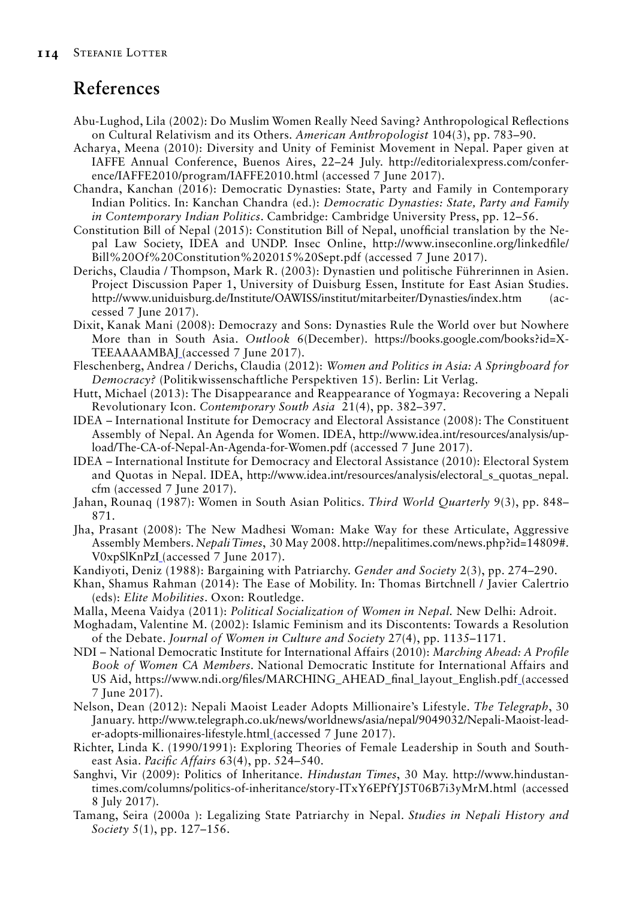## References

Abu-Lughod, Lila (2002): Do Muslim Women Really Need Saving? Anthropological Reflections on Cultural Relativism and its Others. *American Anthropologist* 104(3), pp. 783–90.

Acharya, Meena (2010): Diversity and Unity of Feminist Movement in Nepal. Paper given at IAFFE Annual Conference, Buenos Aires, 22–24 July. http://editorialexpress.com/conference/IAFFE2010/program/IAFFE2010.html (accessed 7 June 2017).

Chandra, Kanchan (2016): Democratic Dynasties: State, Party and Family in Contemporary Indian Politics. In: Kanchan Chandra (ed.): *Democratic Dynasties: State, Party and Family in Contemporary Indian Politics*. Cambridge: Cambridge University Press, pp. 12–56.

Constitution Bill of Nepal (2015): Constitution Bill of Nepal, unofficial translation by the Nepal Law Society, IDEA and UNDP. Insec Online, http://www.inseconline.org/linkedfile/Bill%20Of%20Constitution%202015%20Sept.pdf (accessed 7 June 2017).

Derichs, Claudia / Thompson, Mark R. (2003): Dynastien und politische Führerinnen in Asien. Project Discussion Paper 1, University of Duisburg Essen, Institute for East Asian Studies. http://www.uniduisburg.de/Institute/OAWISS/institut/mitarbeiter/Dynasties/index.htm (accessed 7 June 2017).

Dixit, Kanak Mani (2008): Democrazy and Sons: Dynasties Rule the World over but Nowhere More than in South Asia. *Outlook* 6(December). https://books.google.com/books?id=X-TEEAAAAMBAJ (accessed 7 June 2017).

Fleschenberg, Andrea / Derichs, Claudia (2012): *Women and Politics in Asia: A Springboard for Democracy?* (Politikwissenschaftliche Perspektiven 15). Berlin: Lit Verlag.

Hutt, Michael (2013): The Disappearance and Reappearance of Yogmaya: Recovering a Nepali Revolutionary Icon. *Contemporary South Asia* 21(4), pp. 382–397.

IDEA – International Institute for Democracy and Electoral Assistance (2008): The Constituent Assembly of Nepal. An Agenda for Women. IDEA, http://www.idea.int/resources/analysis/upload/The-CA-of-Nepal-An-Agenda-for-Women.pdf (accessed 7 June 2017).

IDEA – International Institute for Democracy and Electoral Assistance (2010): Electoral System and Quotas in Nepal. IDEA, http://www.idea.int/resources/analysis/electoral_s_quotas_nepal.cfm (accessed 7 June 2017).

Jahan, Rounaq (1987): Women in South Asian Politics. *Third World Quarterly* 9(3), pp. 848–871.

Jha, Prasant (2008): The New Madhesi Woman: Make Way for these Articulate, Aggressive Assembly Members. *Nepali Times*, 30 May 2008. http://nepalitimes.com/news.php?id=14809#.V0xpSlKnPzI (accessed 7 June 2017).

Kandiyoti, Deniz (1988): Bargaining with Patriarchy. *Gender and Society* 2(3), pp. 274–290.

Khan, Shamus Rahman (2014): The Ease of Mobility. In: Thomas Birtchnell / Javier Calertrio (eds): *Elite Mobilities*. Oxon: Routledge.

Malla, Meena Vaidya (2011): *Political Socialization of Women in Nepal*. New Delhi: Adroit.

Moghadam, Valentine M. (2002): Islamic Feminism and its Discontents: Towards a Resolution of the Debate. *Journal of Women in Culture and Society* 27(4), pp. 1135–1171.

NDI – National Democratic Institute for International Affairs (2010): *Marching Ahead: A Profile Book of Women CA Members*. National Democratic Institute for International Affairs and US Aid, https://www.ndi.org/files/MARCHING_AHEAD_final_layout_English.pdf (accessed 7 June 2017).

Nelson, Dean (2012): Nepali Maoist Leader Adopts Millionaire's Lifestyle. *The Telegraph*, 30 January. http://www.telegraph.co.uk/news/worldnews/asia/nepal/9049032/Nepali-Maoist-leader-adopts-millionaires-lifestyle.html (accessed 7 June 2017).

Richter, Linda K. (1990/1991): Exploring Theories of Female Leadership in South and Southeast Asia. *Pacific Affairs* 63(4), pp. 524–540.

Sanghvi, Vir (2009): Politics of Inheritance. *Hindustan Times*, 30 May. http://www.hindustantimes.com/columns/politics-of-inheritance/story-ITxY6EPfYJ5T06B7i3yMrM.html (accessed 8 July 2017).

Tamang, Seira (2000a ): Legalizing State Patriarchy in Nepal. *Studies in Nepali History and Society* 5(1), pp. 127–156.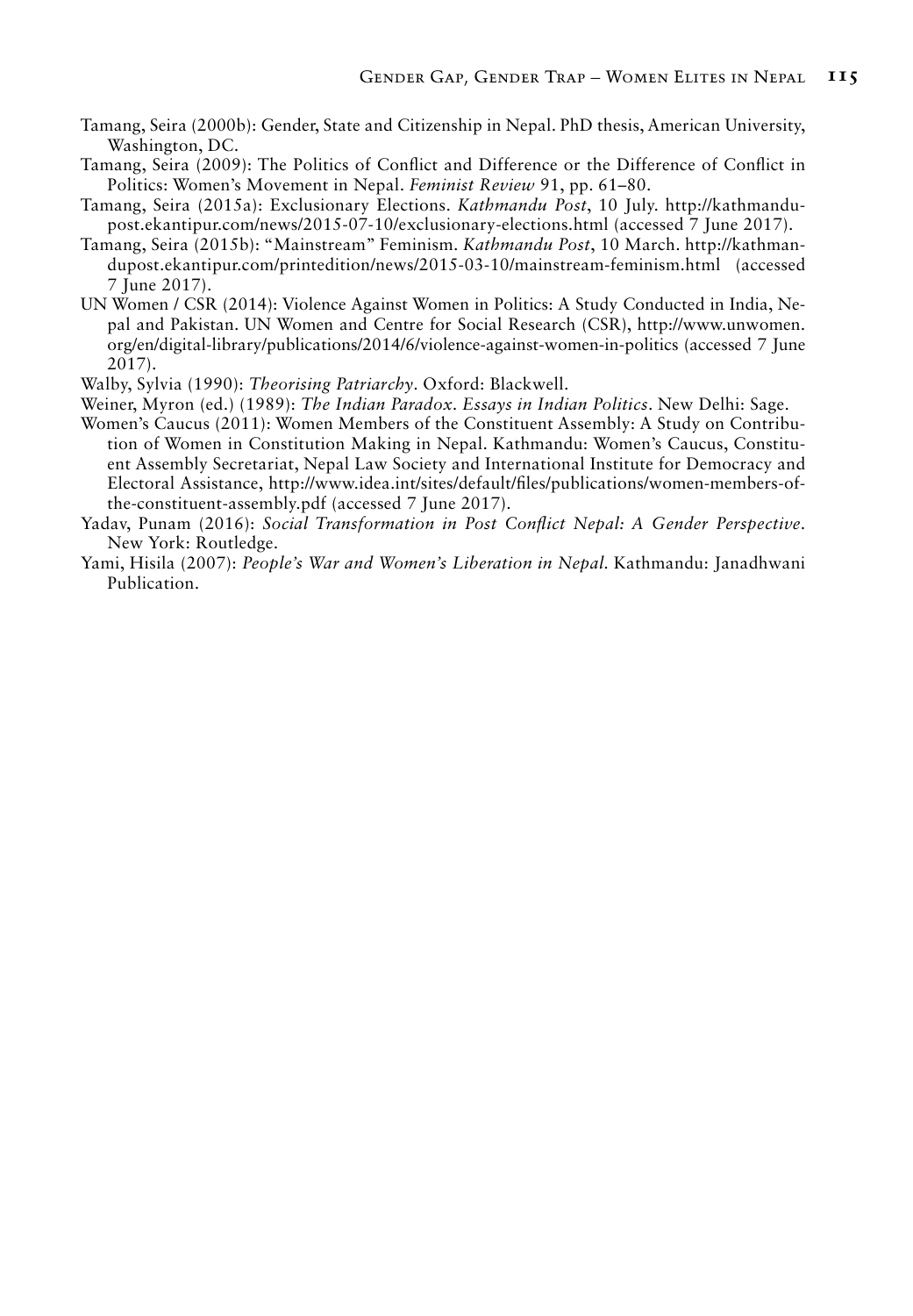Tamang, Seira (2000b): Gender, State and Citizenship in Nepal. PhD thesis, American University, Washington, DC.

Tamang, Seira (2009): The Politics of Conflict and Difference or the Difference of Conflict in Politics: Women's Movement in Nepal. *Feminist Review* 91, pp. 61–80.

Tamang, Seira (2015a): Exclusionary Elections. *Kathmandu Post*, 10 July. http://kathmandupost.ekantipur.com/news/2015-07-10/exclusionary-elections.html (accessed 7 June 2017).

Tamang, Seira (2015b): "Mainstream" Feminism. *Kathmandu Post*, 10 March. http://kathmandupost.ekantipur.com/printedition/news/2015-03-10/mainstream-feminism.html (accessed 7 June 2017).

UN Women / CSR (2014): Violence Against Women in Politics: A Study Conducted in India, Nepal and Pakistan. UN Women and Centre for Social Research (CSR), http://www.unwomen.org/en/digital-library/publications/2014/6/violence-against-women-in-politics (accessed 7 June 2017).

Walby, Sylvia (1990): *Theorising Patriarchy*. Oxford: Blackwell.

Weiner, Myron (ed.) (1989): *The Indian Paradox. Essays in Indian Politics*. New Delhi: Sage.

Women's Caucus (2011): Women Members of the Constituent Assembly: A Study on Contribution of Women in Constitution Making in Nepal. Kathmandu: Women's Caucus, Constituent Assembly Secretariat, Nepal Law Society and International Institute for Democracy and Electoral Assistance, http://www.idea.int/sites/default/files/publications/women-members-of-the-constituent-assembly.pdf (accessed 7 June 2017).

Yadav, Punam (2016): *Social Transformation in Post Conflict Nepal: A Gender Perspective*. New York: Routledge.

Yami, Hisila (2007): *People's War and Women's Liberation in Nepal*. Kathmandu: Janadhwani Publication.